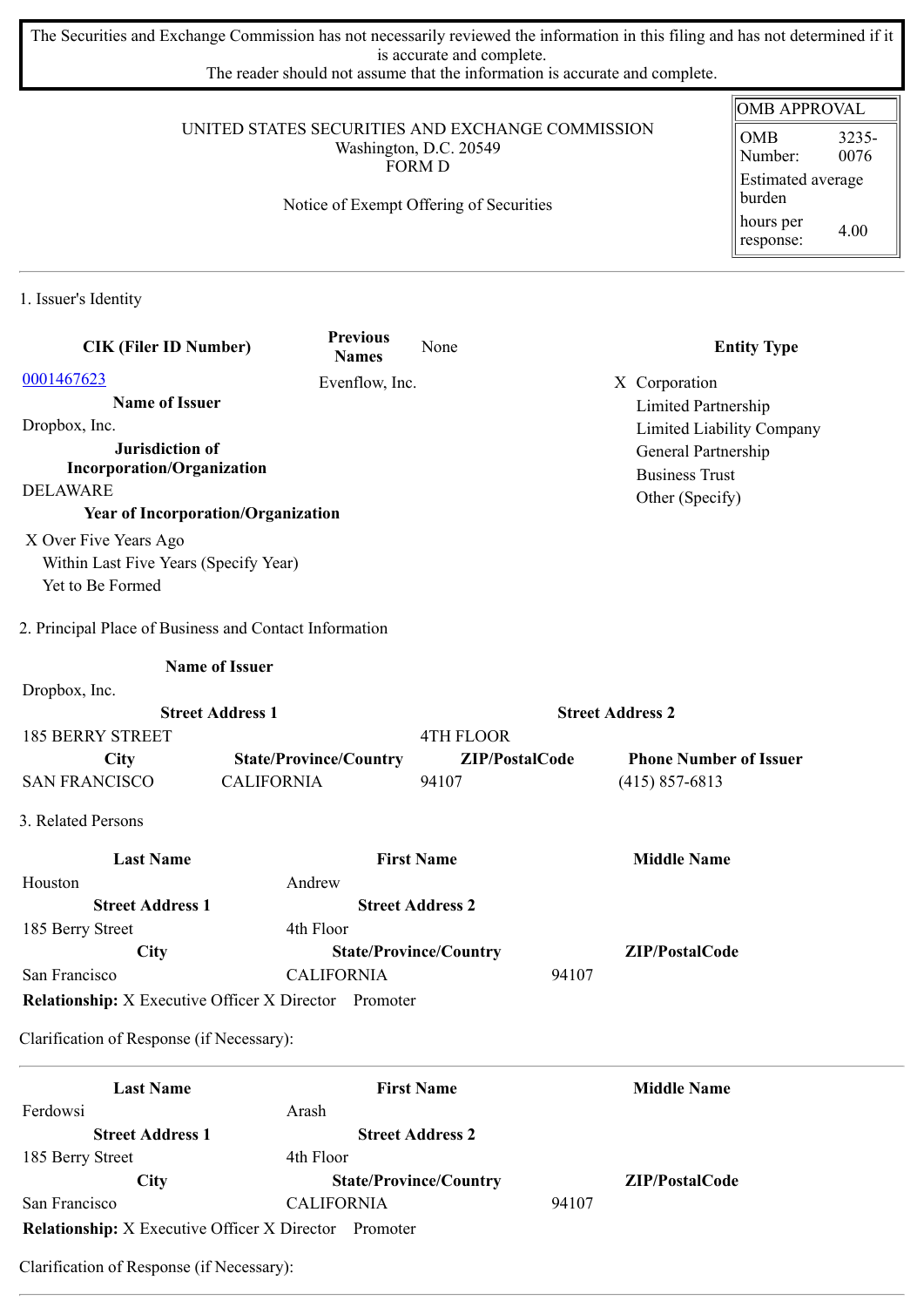The Securities and Exchange Commission has not necessarily reviewed the information in this filing and has not determined if it is accurate and complete.
The reader should not assume that the information is accurate and complete.

| OMB APPROVAL | |
|---|---|
| OMB Number: | 3235-0076 |
| Estimated average burden | |
| hours per response: | 4.00 |

UNITED STATES SECURITIES AND EXCHANGE COMMISSION
Washington, D.C. 20549
FORM D

Notice of Exempt Offering of Securities

1. Issuer's Identity

| CIK (Filer ID Number) | Previous Names | None | Entity Type |
|---|---|---|---|
| 0001467623 | Evenflow, Inc. | | X Corporation |

**Name of Issuer**
Dropbox, Inc.

**Jurisdiction of Incorporation/Organization**
DELAWARE

**Year of Incorporation/Organization**
X Over Five Years Ago
Within Last Five Years (Specify Year)
Yet to Be Formed

**Entity Type**
X Corporation
Limited Partnership
Limited Liability Company
General Partnership
Business Trust
Other (Specify)

2. Principal Place of Business and Contact Information

**Name of Issuer**
Dropbox, Inc.

| Street Address 1 | | Street Address 2 | |
|---|---|---|---|
| 185 BERRY STREET | | 4TH FLOOR | |
| **City** | **State/Province/Country** | **ZIP/PostalCode** | **Phone Number of Issuer** |
| SAN FRANCISCO | CALIFORNIA | 94107 | (415) 857-6813 |

3. Related Persons

| Last Name | First Name | Middle Name |
|---|---|---|
| Houston | Andrew | |
| **Street Address 1** | **Street Address 2** | |
| 185 Berry Street | 4th Floor | |
| **City** | **State/Province/Country** | **ZIP/PostalCode** |
| San Francisco | CALIFORNIA | 94107 |

**Relationship:** X Executive Officer X Director Promoter

Clarification of Response (if Necessary):

| Last Name | First Name | Middle Name |
|---|---|---|
| Ferdowsi | Arash | |
| **Street Address 1** | **Street Address 2** | |
| 185 Berry Street | 4th Floor | |
| **City** | **State/Province/Country** | **ZIP/PostalCode** |
| San Francisco | CALIFORNIA | 94107 |

**Relationship:** X Executive Officer X Director Promoter

Clarification of Response (if Necessary):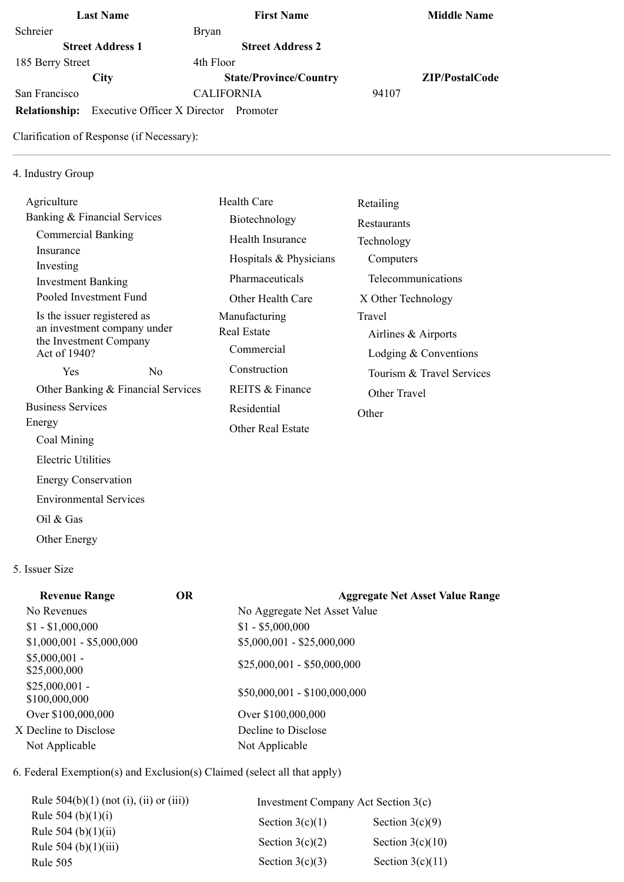| Last Name | First Name | Middle Name |
| --- | --- | --- |
| Schreier | Bryan | |
| **Street Address 1** | **Street Address 2** | |
| 185 Berry Street | 4th Floor | |
| **City** | **State/Province/Country** | **ZIP/PostalCode** |
| San Francisco | CALIFORNIA | 94107 |

**Relationship:** Executive Officer X Director Promoter

Clarification of Response (if Necessary):

---

4. Industry Group

- Agriculture
- Banking & Financial Services
  - Commercial Banking
  - Insurance
  - Investing
  - Investment Banking
  - Pooled Investment Fund
  - Is the issuer registered as an investment company under the Investment Company Act of 1940?
    - Yes
    - No
  - Other Banking & Financial Services
- Business Services
- Energy
  - Coal Mining
  - Electric Utilities
  - Energy Conservation
  - Environmental Services
  - Oil & Gas
  - Other Energy
- Health Care
  - Biotechnology
  - Health Insurance
  - Hospitals & Physicians
  - Pharmaceuticals
  - Other Health Care
- Manufacturing
- Real Estate
  - Commercial
  - Construction
  - REITS & Finance
  - Residential
  - Other Real Estate
- Retailing
- Restaurants
- Technology
  - Computers
  - Telecommunications
  - X Other Technology
- Travel
  - Airlines & Airports
  - Lodging & Conventions
  - Tourism & Travel Services
  - Other Travel
- Other

5. Issuer Size

| Revenue Range | OR | Aggregate Net Asset Value Range |
| --- | --- | --- |
| No Revenues | | No Aggregate Net Asset Value |
| $1 - $1,000,000 | | $1 - $5,000,000 |
| $1,000,001 - $5,000,000 | | $5,000,001 - $25,000,000 |
| $5,000,001 - $25,000,000 | | $25,000,001 - $50,000,000 |
| $25,000,001 - $100,000,000 | | $50,000,001 - $100,000,000 |
| Over $100,000,000 | | Over $100,000,000 |
| X Decline to Disclose | | Decline to Disclose |
| Not Applicable | | Not Applicable |

6. Federal Exemption(s) and Exclusion(s) Claimed (select all that apply)

- Rule 504(b)(1) (not (i), (ii) or (iii))
- Rule 504 (b)(1)(i)
- Rule 504 (b)(1)(ii)
- Rule 504 (b)(1)(iii)
- Rule 505

Investment Company Act Section 3(c)

| | |
| --- | --- |
| Section 3(c)(1) | Section 3(c)(9) |
| Section 3(c)(2) | Section 3(c)(10) |
| Section 3(c)(3) | Section 3(c)(11) |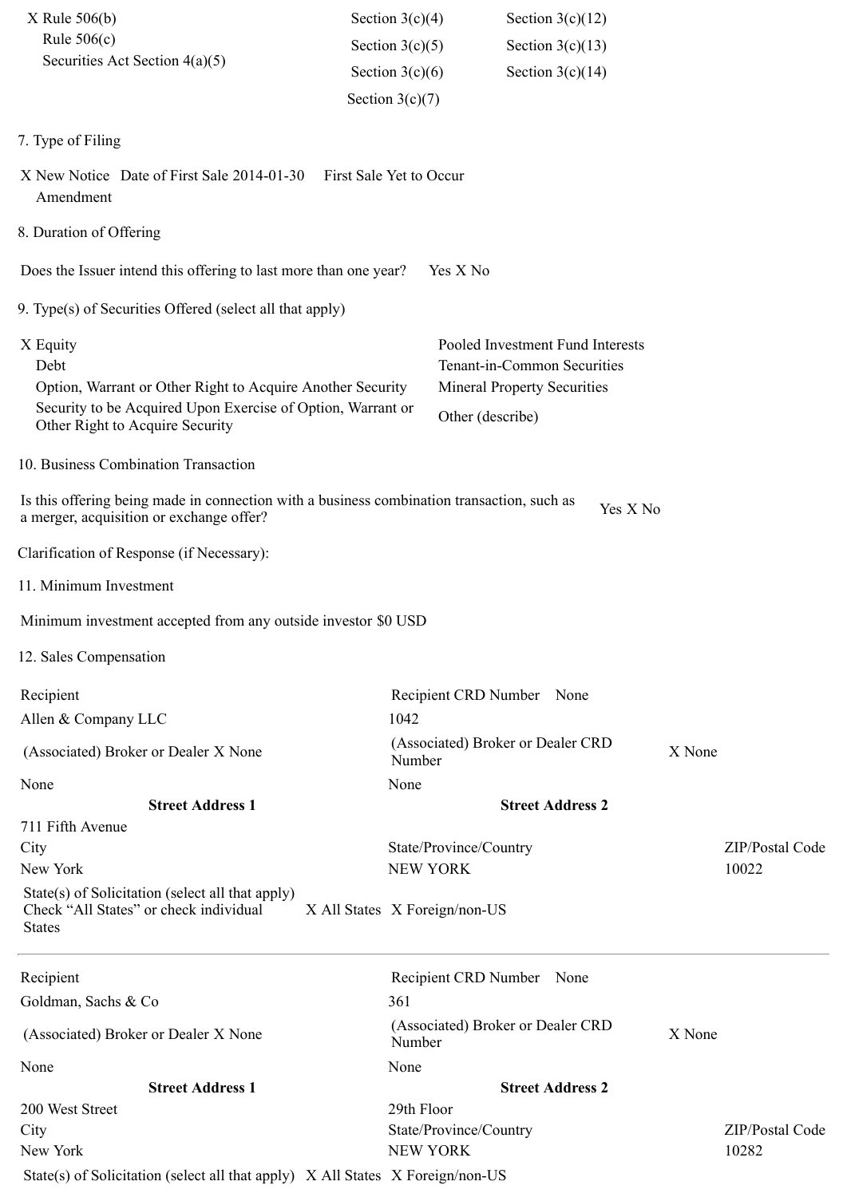X Rule 506(b)
Rule 506(c)
Securities Act Section 4(a)(5)

Section 3(c)(4)
Section 3(c)(5)
Section 3(c)(6)
Section 3(c)(7)

Section 3(c)(12)
Section 3(c)(13)
Section 3(c)(14)

7. Type of Filing

X New Notice Date of First Sale 2014-01-30 First Sale Yet to Occur
Amendment

8. Duration of Offering

Does the Issuer intend this offering to last more than one year? Yes X No

9. Type(s) of Securities Offered (select all that apply)

| | |
|---|---|
| X Equity | Pooled Investment Fund Interests |
| Debt | Tenant-in-Common Securities |
| Option, Warrant or Other Right to Acquire Another Security | Mineral Property Securities |
| Security to be Acquired Upon Exercise of Option, Warrant or Other Right to Acquire Security | Other (describe) |

10. Business Combination Transaction

Is this offering being made in connection with a business combination transaction, such as a merger, acquisition or exchange offer? Yes X No

Clarification of Response (if Necessary):

11. Minimum Investment

Minimum investment accepted from any outside investor $0 USD

12. Sales Compensation

| Recipient | Recipient CRD Number None | |
|---|---|---|
| Allen & Company LLC | 1042 | |
| (Associated) Broker or Dealer X None | (Associated) Broker or Dealer CRD Number | X None |
| None | None | |
| **Street Address 1** | **Street Address 2** | |
| 711 Fifth Avenue | | |
| City | State/Province/Country | ZIP/Postal Code |
| New York | NEW YORK | 10022 |
| State(s) of Solicitation (select all that apply) Check "All States" or check individual States X All States | X Foreign/non-US | |

| Recipient | Recipient CRD Number None | |
|---|---|---|
| Goldman, Sachs & Co | 361 | |
| (Associated) Broker or Dealer X None | (Associated) Broker or Dealer CRD Number | X None |
| None | None | |
| **Street Address 1** | **Street Address 2** | |
| 200 West Street | 29th Floor | |
| City | State/Province/Country | ZIP/Postal Code |
| New York | NEW YORK | 10282 |
| State(s) of Solicitation (select all that apply) X All States | X Foreign/non-US | |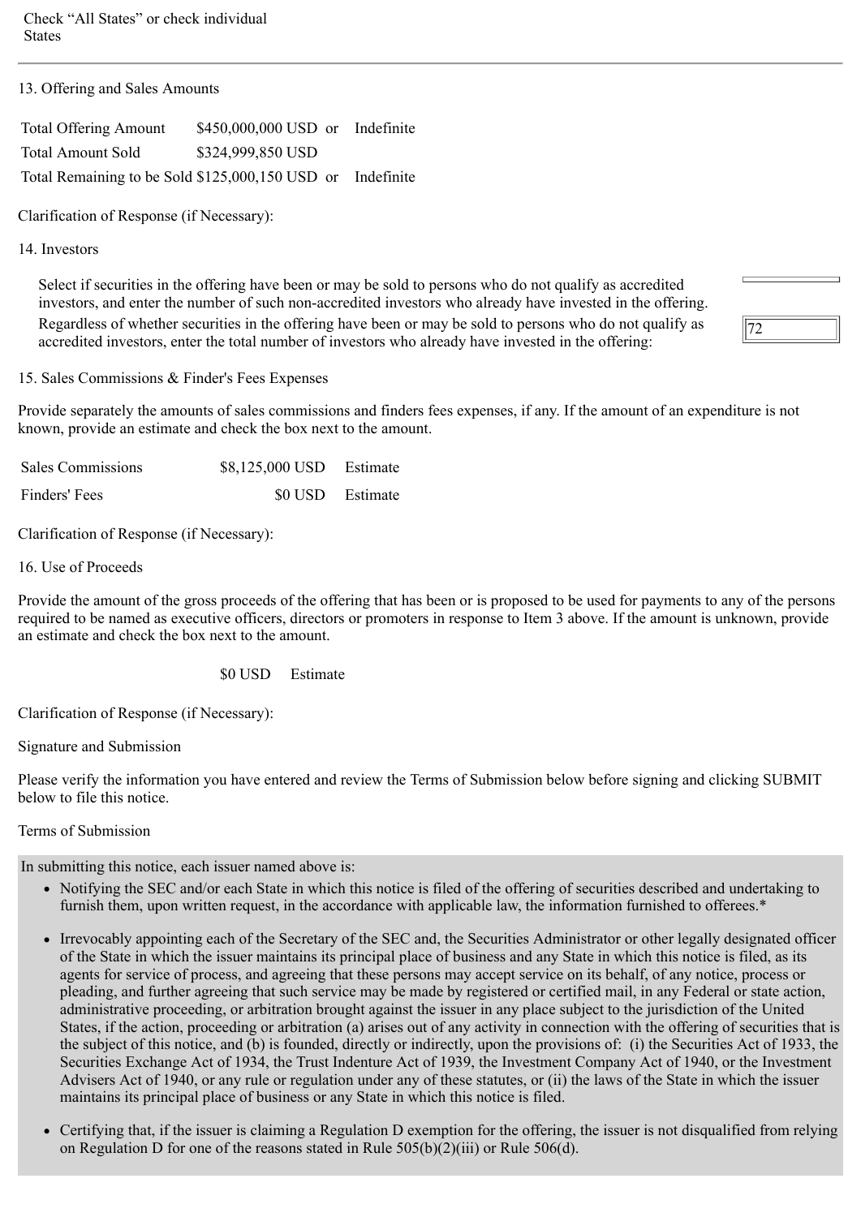Check "All States" or check individual States

---

13. Offering and Sales Amounts

| | | | |
|---|---|---|---|
| Total Offering Amount | $450,000,000 USD | or | Indefinite |
| Total Amount Sold | $324,999,850 USD | | |
| Total Remaining to be Sold | $125,000,150 USD | or | Indefinite |

Clarification of Response (if Necessary):

14. Investors

Select if securities in the offering have been or may be sold to persons who do not qualify as accredited investors, and enter the number of such non-accredited investors who already have invested in the offering.

Regardless of whether securities in the offering have been or may be sold to persons who do not qualify as accredited investors, enter the total number of investors who already have invested in the offering: 72

15. Sales Commissions & Finder's Fees Expenses

Provide separately the amounts of sales commissions and finders fees expenses, if any. If the amount of an expenditure is not known, provide an estimate and check the box next to the amount.

| | | |
|---|---|---|
| Sales Commissions | $8,125,000 USD | Estimate |
| Finders' Fees | $0 USD | Estimate |

Clarification of Response (if Necessary):

16. Use of Proceeds

Provide the amount of the gross proceeds of the offering that has been or is proposed to be used for payments to any of the persons required to be named as executive officers, directors or promoters in response to Item 3 above. If the amount is unknown, provide an estimate and check the box next to the amount.

$0 USD Estimate

Clarification of Response (if Necessary):

Signature and Submission

Please verify the information you have entered and review the Terms of Submission below before signing and clicking SUBMIT below to file this notice.

Terms of Submission

In submitting this notice, each issuer named above is:

- Notifying the SEC and/or each State in which this notice is filed of the offering of securities described and undertaking to furnish them, upon written request, in the accordance with applicable law, the information furnished to offerees.*
- Irrevocably appointing each of the Secretary of the SEC and, the Securities Administrator or other legally designated officer of the State in which the issuer maintains its principal place of business and any State in which this notice is filed, as its agents for service of process, and agreeing that these persons may accept service on its behalf, of any notice, process or pleading, and further agreeing that such service may be made by registered or certified mail, in any Federal or state action, administrative proceeding, or arbitration brought against the issuer in any place subject to the jurisdiction of the United States, if the action, proceeding or arbitration (a) arises out of any activity in connection with the offering of securities that is the subject of this notice, and (b) is founded, directly or indirectly, upon the provisions of: (i) the Securities Act of 1933, the Securities Exchange Act of 1934, the Trust Indenture Act of 1939, the Investment Company Act of 1940, or the Investment Advisers Act of 1940, or any rule or regulation under any of these statutes, or (ii) the laws of the State in which the issuer maintains its principal place of business or any State in which this notice is filed.
- Certifying that, if the issuer is claiming a Regulation D exemption for the offering, the issuer is not disqualified from relying on Regulation D for one of the reasons stated in Rule 505(b)(2)(iii) or Rule 506(d).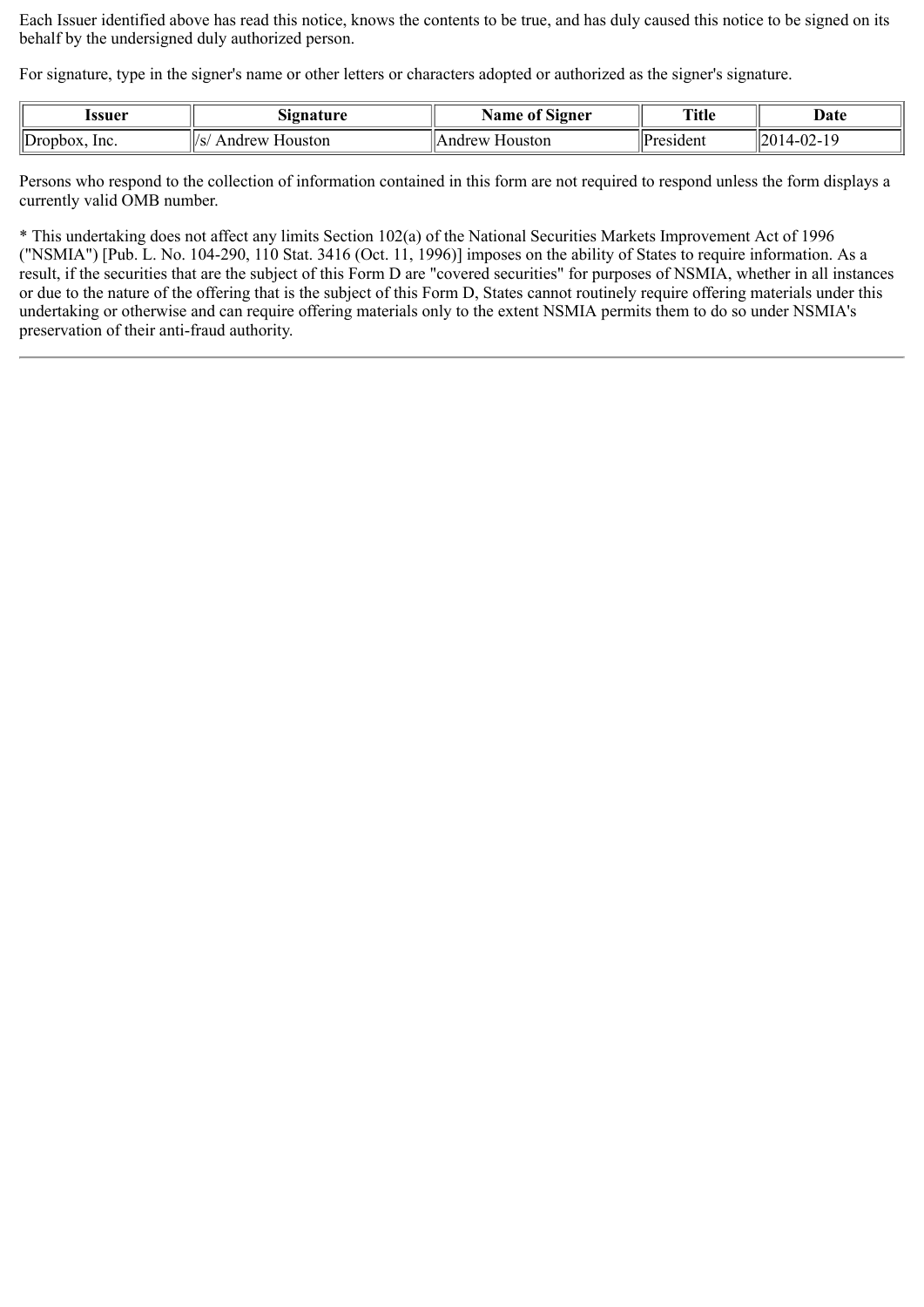Each Issuer identified above has read this notice, knows the contents to be true, and has duly caused this notice to be signed on its behalf by the undersigned duly authorized person.

For signature, type in the signer's name or other letters or characters adopted or authorized as the signer's signature.

| Issuer | Signature | Name of Signer | Title | Date |
|---|---|---|---|---|
| Dropbox, Inc. | /s/ Andrew Houston | Andrew Houston | President | 2014-02-19 |

Persons who respond to the collection of information contained in this form are not required to respond unless the form displays a currently valid OMB number.

* This undertaking does not affect any limits Section 102(a) of the National Securities Markets Improvement Act of 1996 ("NSMIA") [Pub. L. No. 104-290, 110 Stat. 3416 (Oct. 11, 1996)] imposes on the ability of States to require information. As a result, if the securities that are the subject of this Form D are "covered securities" for purposes of NSMIA, whether in all instances or due to the nature of the offering that is the subject of this Form D, States cannot routinely require offering materials under this undertaking or otherwise and can require offering materials only to the extent NSMIA permits them to do so under NSMIA's preservation of their anti-fraud authority.